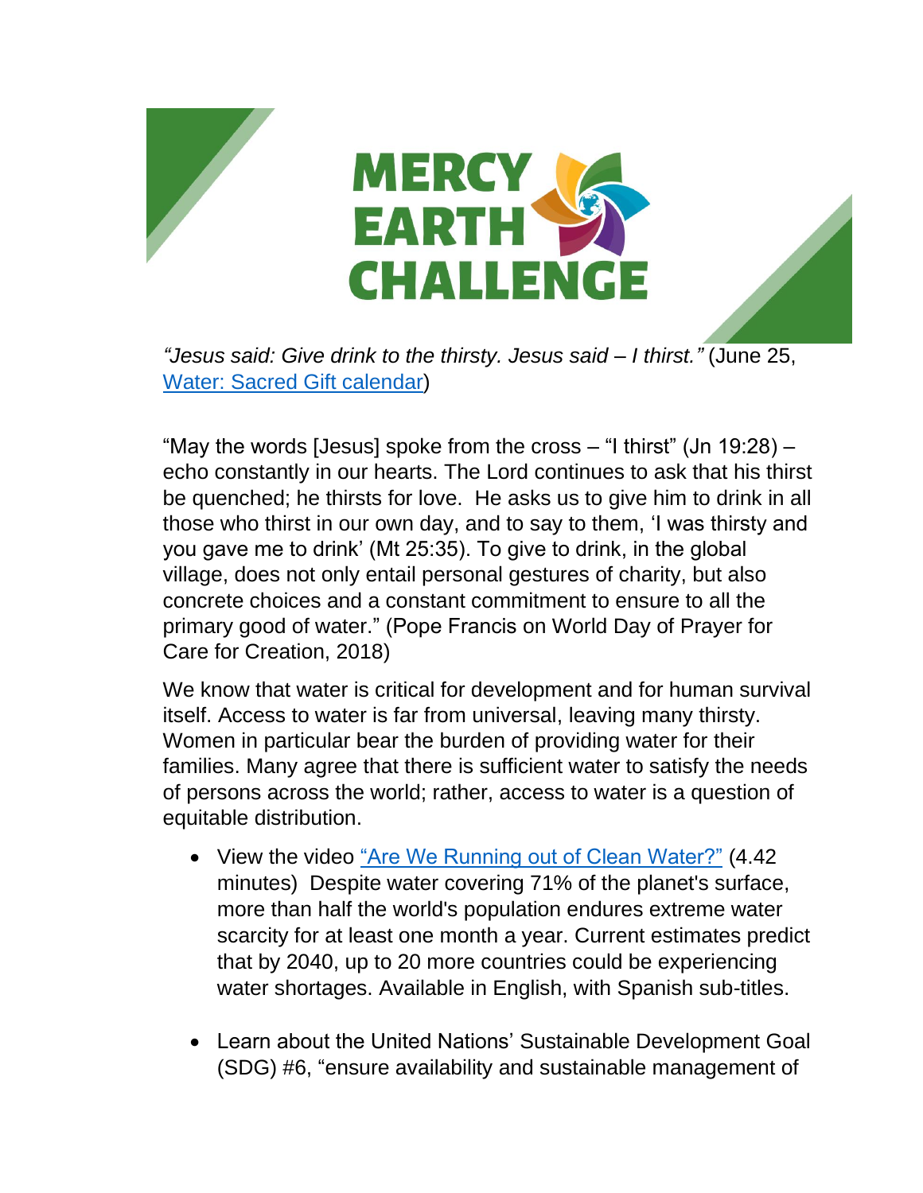# MERCY EARTH CHALLENGE

*"Jesus said: Give drink to the thirsty. Jesus said – I thirst."* (June 25, Water: Sacred Gift calendar)

"May the words [Jesus] spoke from the cross – "I thirst" (Jn 19:28) – echo constantly in our hearts. The Lord continues to ask that his thirst be quenched; he thirsts for love. He asks us to give him to drink in all those who thirst in our own day, and to say to them, 'I was thirsty and you gave me to drink' (Mt 25:35). To give to drink, in the global village, does not only entail personal gestures of charity, but also concrete choices and a constant commitment to ensure to all the primary good of water." (Pope Francis on World Day of Prayer for Care for Creation, 2018)

We know that water is critical for development and for human survival itself. Access to water is far from universal, leaving many thirsty. Women in particular bear the burden of providing water for their families. Many agree that there is sufficient water to satisfy the needs of persons across the world; rather, access to water is a question of equitable distribution.

- View the video "Are We Running out of Clean Water?" (4.42 minutes) Despite water covering 71% of the planet's surface, more than half the world's population endures extreme water scarcity for at least one month a year. Current estimates predict that by 2040, up to 20 more countries could be experiencing water shortages. Available in English, with Spanish sub-titles.

- Learn about the United Nations' Sustainable Development Goal (SDG) #6, "ensure availability and sustainable management of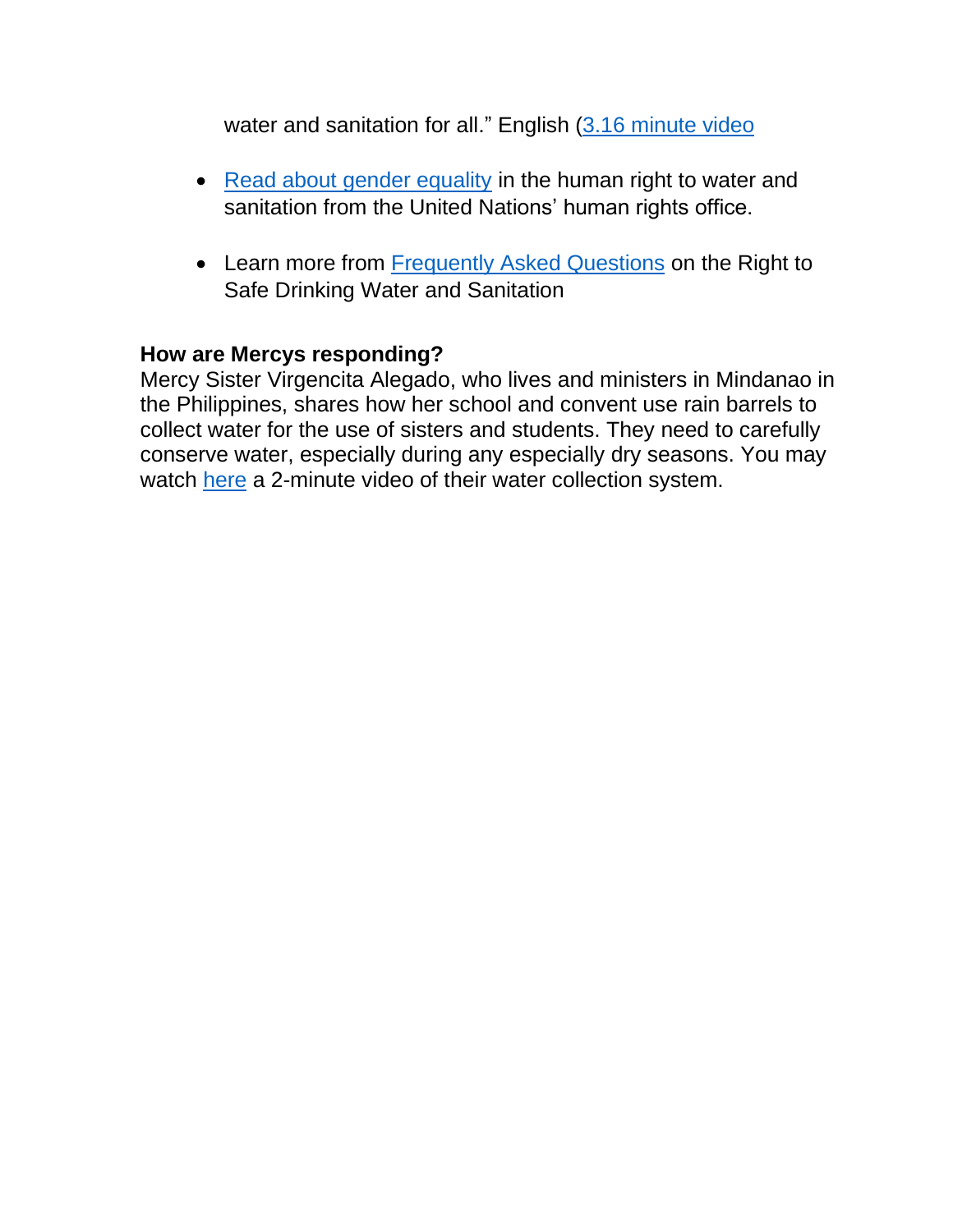water and sanitation for all." English (3.16 minute video

- Read about gender equality in the human right to water and sanitation from the United Nations' human rights office.

- Learn more from Frequently Asked Questions on the Right to Safe Drinking Water and Sanitation

**How are Mercys responding?**

Mercy Sister Virgencita Alegado, who lives and ministers in Mindanao in the Philippines, shares how her school and convent use rain barrels to collect water for the use of sisters and students. They need to carefully conserve water, especially during any especially dry seasons. You may watch here a 2-minute video of their water collection system.